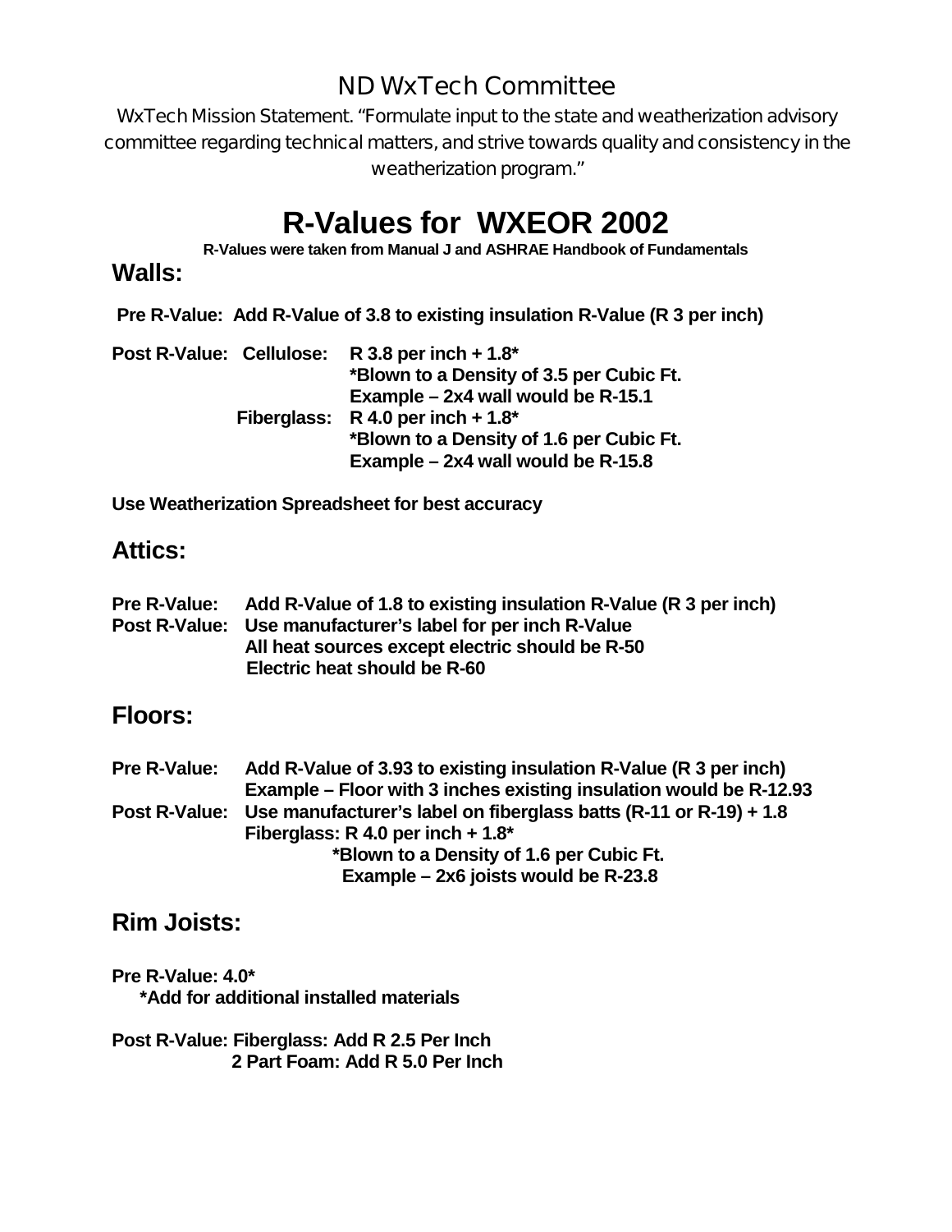# ND WxTech Committee

WxTech Mission Statement. "Formulate input to the state and weatherization advisory committee regarding technical matters, and strive towards quality and consistency in the weatherization program."

# R-Values for WXEOR 2002

**R-Values were taken from Manual J and ASHRAE Handbook of Fundamentals**

## Walls:

**Pre R-Value: Add R-Value of 3.8 to existing insulation R-Value (R 3 per inch)**

**Post R-Value: Cellulose: R 3.8 per inch + 1.8***
**\*Blown to a Density of 3.5 per Cubic Ft.**
**Example – 2x4 wall would be R-15.1**
**Fiberglass: R 4.0 per inch + 1.8***
**\*Blown to a Density of 1.6 per Cubic Ft.**
**Example – 2x4 wall would be R-15.8**

**Use Weatherization Spreadsheet for best accuracy**

## Attics:

**Pre R-Value: Add R-Value of 1.8 to existing insulation R-Value (R 3 per inch)**
**Post R-Value: Use manufacturer's label for per inch R-Value**
**All heat sources except electric should be R-50**
**Electric heat should be R-60**

## Floors:

**Pre R-Value: Add R-Value of 3.93 to existing insulation R-Value (R 3 per inch)**
**Example – Floor with 3 inches existing insulation would be R-12.93**
**Post R-Value: Use manufacturer's label on fiberglass batts (R-11 or R-19) + 1.8**
**Fiberglass: R 4.0 per inch + 1.8***
**\*Blown to a Density of 1.6 per Cubic Ft.**
**Example – 2x6 joists would be R-23.8**

## Rim Joists:

**Pre R-Value: 4.0***
**\*Add for additional installed materials**

**Post R-Value: Fiberglass: Add R 2.5 Per Inch**
**2 Part Foam: Add R 5.0 Per Inch**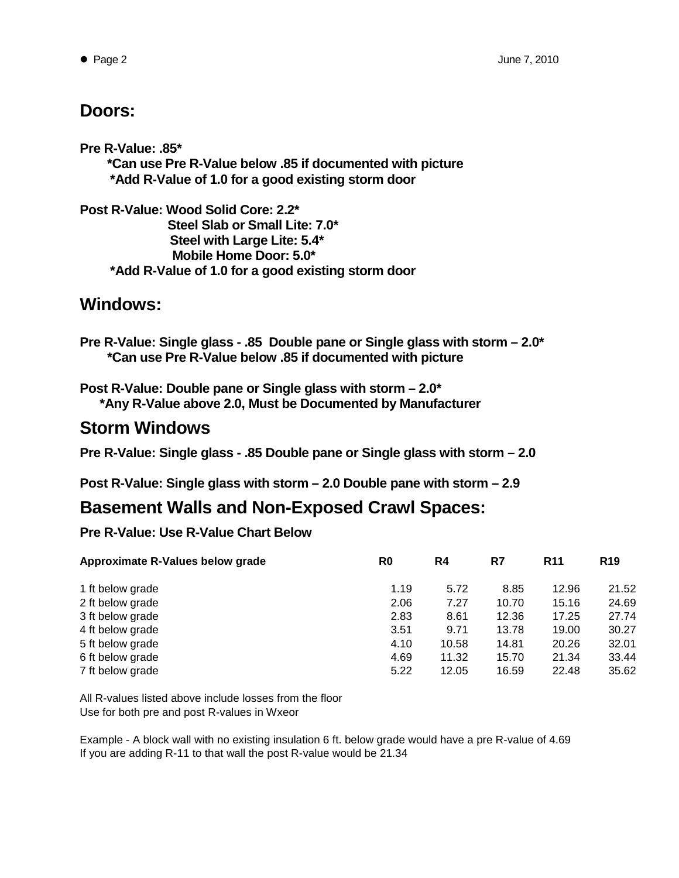## Doors:

**Pre R-Value: .85***
**\*Can use Pre R-Value below .85 if documented with picture**
**\*Add R-Value of 1.0 for a good existing storm door**

**Post R-Value: Wood Solid Core: 2.2***
**Steel Slab or Small Lite: 7.0***
**Steel with Large Lite: 5.4***
**Mobile Home Door: 5.0***
**\*Add R-Value of 1.0 for a good existing storm door**

## Windows:

**Pre R-Value: Single glass - .85 Double pane or Single glass with storm – 2.0***
**\*Can use Pre R-Value below .85 if documented with picture**

**Post R-Value: Double pane or Single glass with storm – 2.0***
**\*Any R-Value above 2.0, Must be Documented by Manufacturer**

## Storm Windows

**Pre R-Value: Single glass - .85 Double pane or Single glass with storm – 2.0**

**Post R-Value: Single glass with storm – 2.0 Double pane with storm – 2.9**

## Basement Walls and Non-Exposed Crawl Spaces:

**Pre R-Value: Use R-Value Chart Below**

| Approximate R-Values below grade | R0 | R4 | R7 | R11 | R19 |
|---|---|---|---|---|---|
| 1 ft below grade | 1.19 | 5.72 | 8.85 | 12.96 | 21.52 |
| 2 ft below grade | 2.06 | 7.27 | 10.70 | 15.16 | 24.69 |
| 3 ft below grade | 2.83 | 8.61 | 12.36 | 17.25 | 27.74 |
| 4 ft below grade | 3.51 | 9.71 | 13.78 | 19.00 | 30.27 |
| 5 ft below grade | 4.10 | 10.58 | 14.81 | 20.26 | 32.01 |
| 6 ft below grade | 4.69 | 11.32 | 15.70 | 21.34 | 33.44 |
| 7 ft below grade | 5.22 | 12.05 | 16.59 | 22.48 | 35.62 |

All R-values listed above include losses from the floor
Use for both pre and post R-values in Wxeor

Example - A block wall with no existing insulation 6 ft. below grade would have a pre R-value of 4.69
If you are adding R-11 to that wall the post R-value would be 21.34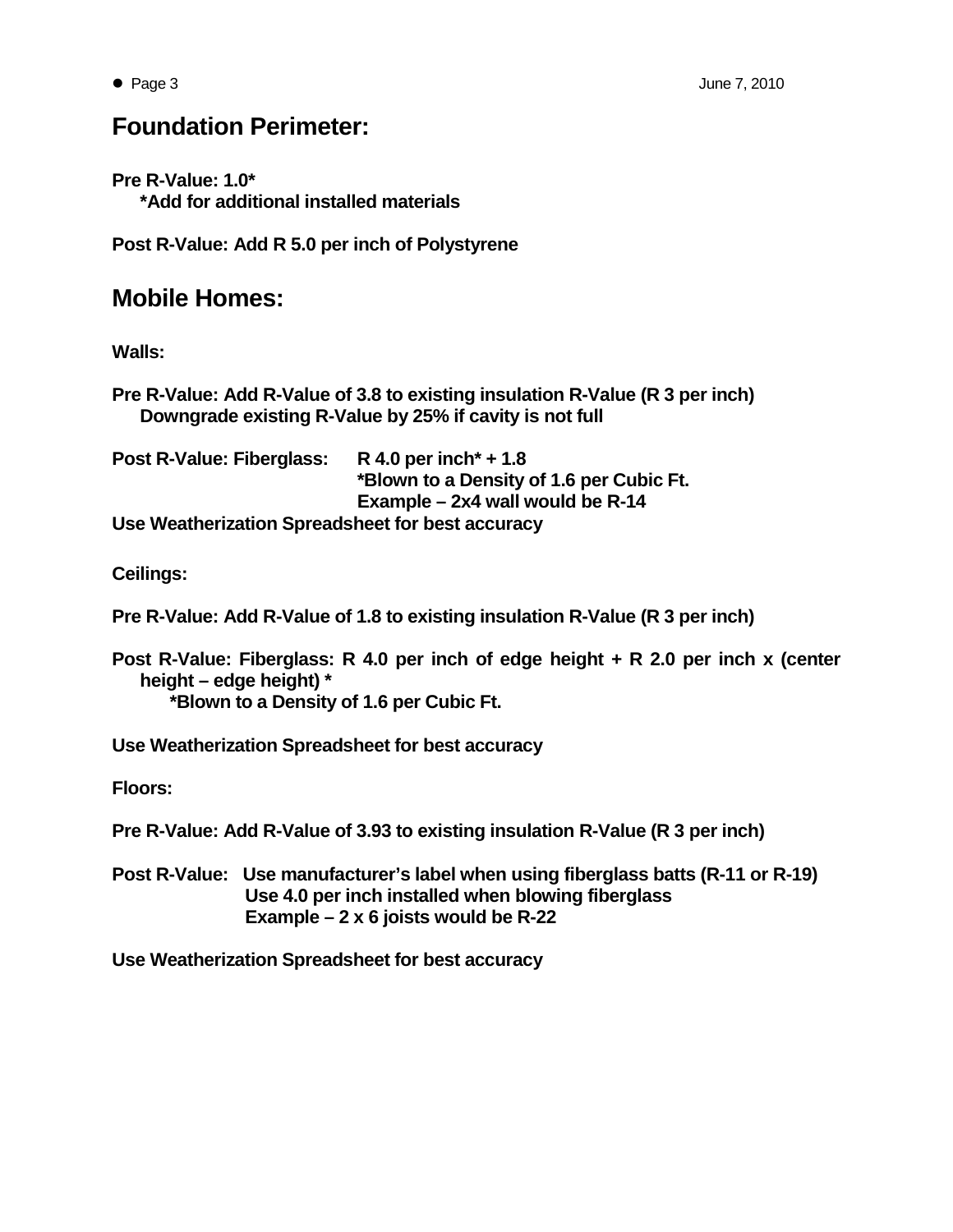## Foundation Perimeter:

**Pre R-Value: 1.0***
**\*Add for additional installed materials**

**Post R-Value: Add R 5.0 per inch of Polystyrene**

## Mobile Homes:

**Walls:**

**Pre R-Value: Add R-Value of 3.8 to existing insulation R-Value (R 3 per inch)**
**Downgrade existing R-Value by 25% if cavity is not full**

**Post R-Value: Fiberglass: R 4.0 per inch* + 1.8**
**\*Blown to a Density of 1.6 per Cubic Ft.**
**Example – 2x4 wall would be R-14**

**Use Weatherization Spreadsheet for best accuracy**

**Ceilings:**

**Pre R-Value: Add R-Value of 1.8 to existing insulation R-Value (R 3 per inch)**

**Post R-Value: Fiberglass: R 4.0 per inch of edge height + R 2.0 per inch x (center height – edge height) ***
**\*Blown to a Density of 1.6 per Cubic Ft.**

**Use Weatherization Spreadsheet for best accuracy**

**Floors:**

**Pre R-Value: Add R-Value of 3.93 to existing insulation R-Value (R 3 per inch)**

**Post R-Value: Use manufacturer's label when using fiberglass batts (R-11 or R-19)**
**Use 4.0 per inch installed when blowing fiberglass**
**Example – 2 x 6 joists would be R-22**

**Use Weatherization Spreadsheet for best accuracy**